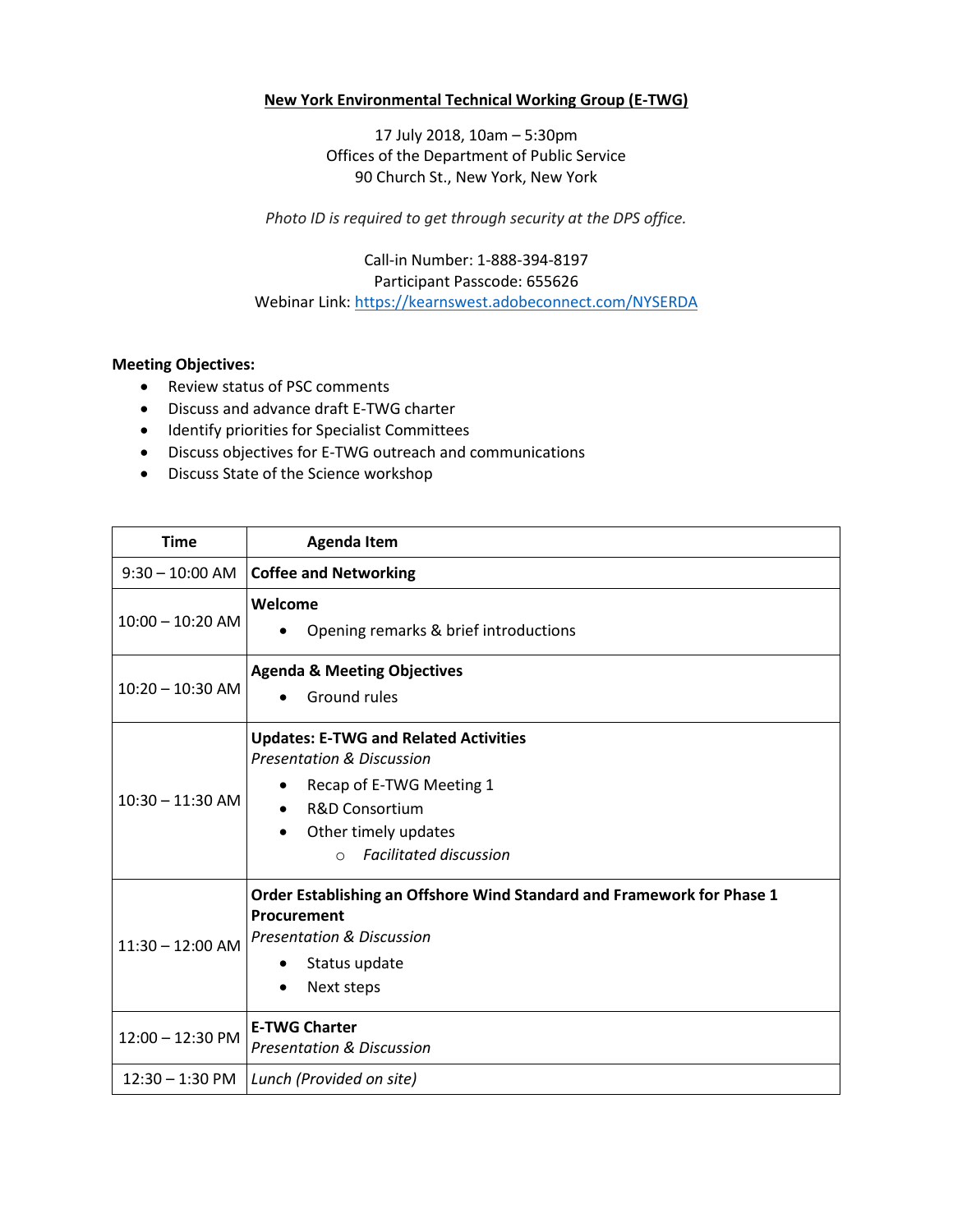# New York Environmental Technical Working Group (E-TWG)

17 July 2018, 10am – 5:30pm
Offices of the Department of Public Service
90 Church St., New York, New York

*Photo ID is required to get through security at the DPS office.*

Call-in Number: 1-888-394-8197
Participant Passcode: 655626
Webinar Link: https://kearnswest.adobeconnect.com/NYSERDA

**Meeting Objectives:**

- Review status of PSC comments
- Discuss and advance draft E-TWG charter
- Identify priorities for Specialist Committees
- Discuss objectives for E-TWG outreach and communications
- Discuss State of the Science workshop

| Time | Agenda Item |
| --- | --- |
| 9:30 – 10:00 AM | **Coffee and Networking** |
| 10:00 – 10:20 AM | **Welcome**<br>• Opening remarks & brief introductions |
| 10:20 – 10:30 AM | **Agenda & Meeting Objectives**<br>• Ground rules |
| 10:30 – 11:30 AM | **Updates: E-TWG and Related Activities**<br>*Presentation & Discussion*<br>• Recap of E-TWG Meeting 1<br>• R&D Consortium<br>• Other timely updates<br>  ○ *Facilitated discussion* |
| 11:30 – 12:00 AM | **Order Establishing an Offshore Wind Standard and Framework for Phase 1 Procurement**<br>*Presentation & Discussion*<br>• Status update<br>• Next steps |
| 12:00 – 12:30 PM | **E-TWG Charter**<br>*Presentation & Discussion* |
| 12:30 – 1:30 PM | *Lunch (Provided on site)* |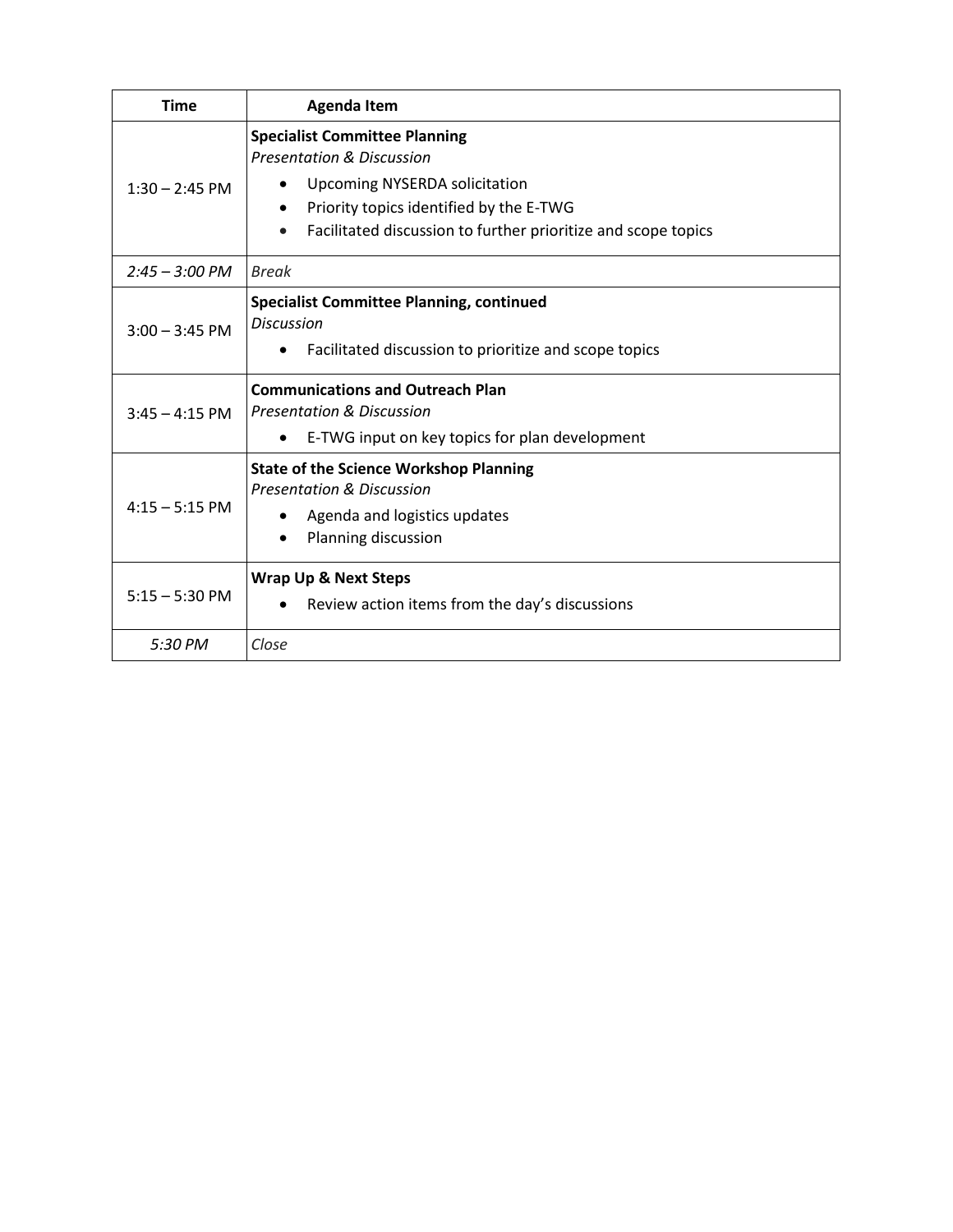| Time | Agenda Item |
| --- | --- |
| 1:30 – 2:45 PM | **Specialist Committee Planning**<br>*Presentation & Discussion*<br>• Upcoming NYSERDA solicitation<br>• Priority topics identified by the E-TWG<br>• Facilitated discussion to further prioritize and scope topics |
| *2:45 – 3:00 PM* | *Break* |
| 3:00 – 3:45 PM | **Specialist Committee Planning, continued**<br>*Discussion*<br>• Facilitated discussion to prioritize and scope topics |
| 3:45 – 4:15 PM | **Communications and Outreach Plan**<br>*Presentation & Discussion*<br>• E-TWG input on key topics for plan development |
| 4:15 – 5:15 PM | **State of the Science Workshop Planning**<br>*Presentation & Discussion*<br>• Agenda and logistics updates<br>• Planning discussion |
| 5:15 – 5:30 PM | **Wrap Up & Next Steps**<br>• Review action items from the day's discussions |
| *5:30 PM* | *Close* |